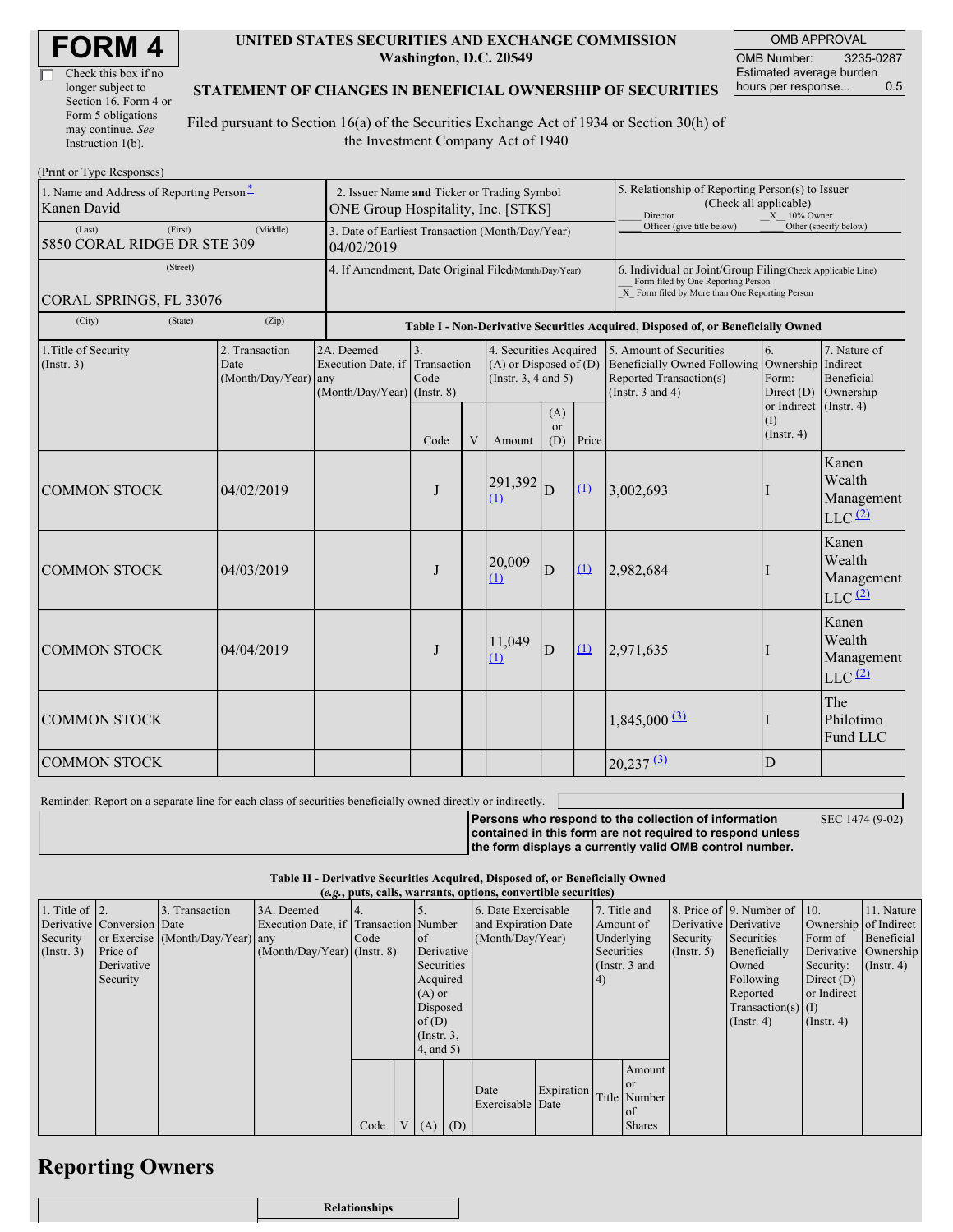# FORM 4

☐ Check this box if no longer subject to Section 16. Form 4 or Form 5 obligations may continue. *See* Instruction 1(b).

**UNITED STATES SECURITIES AND EXCHANGE COMMISSION**
**Washington, D.C. 20549**

**STATEMENT OF CHANGES IN BENEFICIAL OWNERSHIP OF SECURITIES**

Filed pursuant to Section 16(a) of the Securities Exchange Act of 1934 or Section 30(h) of the Investment Company Act of 1940

| OMB APPROVAL | |
|---|---|
| OMB Number: | 3235-0287 |
| Estimated average burden hours per response... | 0.5 |

(Print or Type Responses)

| | | |
|---|---|---|
| 1. Name and Address of Reporting Person * <br> Kanen David <br> (Last) (First) (Middle) <br> 5850 CORAL RIDGE DR STE 309 <br> (Street) <br> CORAL SPRINGS, FL 33076 <br> (City) (State) (Zip) | 2. Issuer Name **and** Ticker or Trading Symbol <br> ONE Group Hospitality, Inc. [STKS] <br><br> 3. Date of Earliest Transaction (Month/Day/Year) <br> 04/02/2019 <br><br> 4. If Amendment, Date Original Filed (Month/Day/Year) | 5. Relationship of Reporting Person(s) to Issuer (Check all applicable) <br> ___ Director _X_ 10% Owner <br> ___ Officer (give title below) ___ Other (specify below) <br><br> 6. Individual or Joint/Group Filing (Check Applicable Line) <br> ___ Form filed by One Reporting Person <br> _X_ Form filed by More than One Reporting Person |

**Table I - Non-Derivative Securities Acquired, Disposed of, or Beneficially Owned**

| 1.Title of Security (Instr. 3) | 2. Transaction Date (Month/Day/Year) | 2A. Deemed Execution Date, if any (Month/Day/Year) | 3. Transaction Code (Instr. 8) | | 4. Securities Acquired (A) or Disposed of (D) (Instr. 3, 4 and 5) | | | 5. Amount of Securities Beneficially Owned Following Reported Transaction(s) (Instr. 3 and 4) | 6. Ownership Form: Direct (D) or Indirect (I) (Instr. 4) | 7. Nature of Indirect Beneficial Ownership (Instr. 4) |
|---|---|---|---|---|---|---|---|---|---|---|
| | | | Code | V | Amount | (A) or (D) | Price | | | |
| COMMON STOCK | 04/02/2019 | | J | | 291,392 [(1)](#) | D | [(1)](#) | 3,002,693 | I | Kanen Wealth Management LLC [(2)](#) |
| COMMON STOCK | 04/03/2019 | | J | | 20,009 [(1)](#) | D | [(1)](#) | 2,982,684 | I | Kanen Wealth Management LLC [(2)](#) |
| COMMON STOCK | 04/04/2019 | | J | | 11,049 [(1)](#) | D | [(1)](#) | 2,971,635 | I | Kanen Wealth Management LLC [(2)](#) |
| COMMON STOCK | | | | | | | | 1,845,000 [(3)](#) | I | The Philotimo Fund LLC |
| COMMON STOCK | | | | | | | | 20,237 [(3)](#) | D | |

Reminder: Report on a separate line for each class of securities beneficially owned directly or indirectly.

**Persons who respond to the collection of information contained in this form are not required to respond unless the form displays a currently valid OMB control number.** SEC 1474 (9-02)

**Table II - Derivative Securities Acquired, Disposed of, or Beneficially Owned**
**(*e.g.*, puts, calls, warrants, options, convertible securities)**

| 1. Title of Derivative Security (Instr. 3) | 2. Conversion or Exercise Price of Derivative Security | 3. Transaction Date (Month/Day/Year) | 3A. Deemed Execution Date, if any (Month/Day/Year) | 4. Transaction Code (Instr. 8) | | 5. Number of Derivative Securities Acquired (A) or Disposed of (D) (Instr. 3, 4, and 5) | | 6. Date Exercisable and Expiration Date (Month/Day/Year) | | 7. Title and Amount of Underlying Securities (Instr. 3 and 4) | | 8. Price of Derivative Security (Instr. 5) | 9. Number of Derivative Securities Beneficially Owned Following Reported Transaction(s) (Instr. 4) | 10. Ownership Form of Derivative Security: Direct (D) or Indirect (I) (Instr. 4) | 11. Nature of Indirect Beneficial Ownership (Instr. 4) |
|---|---|---|---|---|---|---|---|---|---|---|---|---|---|---|---|
| | | | | Code | V | (A) | (D) | Date Exercisable | Expiration Date | Title | Amount or Number of Shares | | | | |

## Reporting Owners

| | Relationships |
|---|---|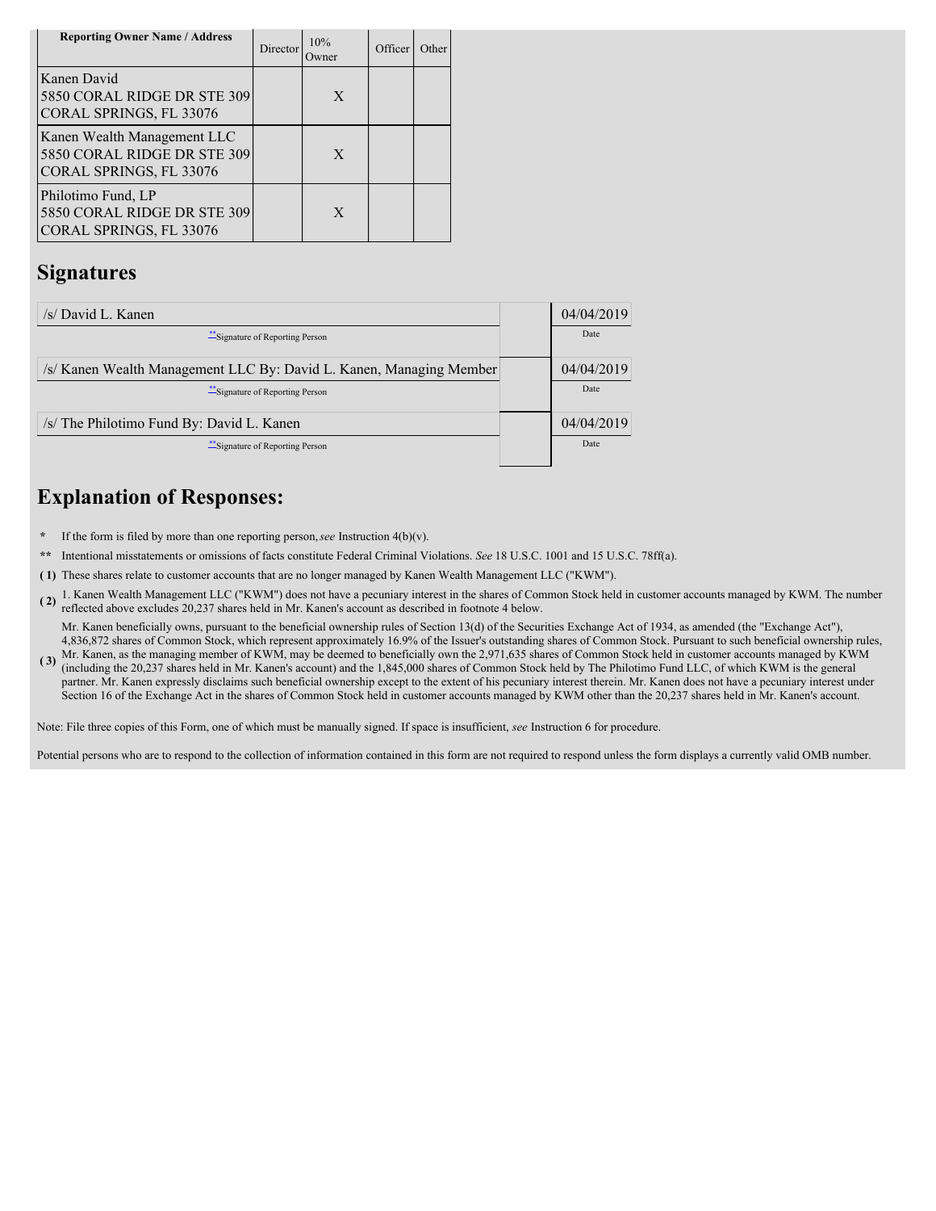| Reporting Owner Name / Address | Director | 10% Owner | Officer | Other |
| --- | --- | --- | --- | --- |
| Kanen David<br>5850 CORAL RIDGE DR STE 309<br>CORAL SPRINGS, FL 33076 | | X | | |
| Kanen Wealth Management LLC<br>5850 CORAL RIDGE DR STE 309<br>CORAL SPRINGS, FL 33076 | | X | | |
| Philotimo Fund, LP<br>5850 CORAL RIDGE DR STE 309<br>CORAL SPRINGS, FL 33076 | | X | | |

## Signatures

| | |
| --- | --- |
| /s/ David L. Kanen | 04/04/2019 |
| **Signature of Reporting Person | Date |
| /s/ Kanen Wealth Management LLC By: David L. Kanen, Managing Member | 04/04/2019 |
| **Signature of Reporting Person | Date |
| /s/ The Philotimo Fund By: David L. Kanen | 04/04/2019 |
| **Signature of Reporting Person | Date |

## Explanation of Responses:

- \* If the form is filed by more than one reporting person, *see* Instruction 4(b)(v).
- \*\* Intentional misstatements or omissions of facts constitute Federal Criminal Violations. *See* 18 U.S.C. 1001 and 15 U.S.C. 78ff(a).
- (1) These shares relate to customer accounts that are no longer managed by Kanen Wealth Management LLC ("KWM").
- (2) 1. Kanen Wealth Management LLC ("KWM") does not have a pecuniary interest in the shares of Common Stock held in customer accounts managed by KWM. The number reflected above excludes 20,237 shares held in Mr. Kanen's account as described in footnote 4 below.
- (3) Mr. Kanen beneficially owns, pursuant to the beneficial ownership rules of Section 13(d) of the Securities Exchange Act of 1934, as amended (the "Exchange Act"), 4,836,872 shares of Common Stock, which represent approximately 16.9% of the Issuer's outstanding shares of Common Stock. Pursuant to such beneficial ownership rules, Mr. Kanen, as the managing member of KWM, may be deemed to beneficially own the 2,971,635 shares of Common Stock held in customer accounts managed by KWM (including the 20,237 shares held in Mr. Kanen's account) and the 1,845,000 shares of Common Stock held by The Philotimo Fund LLC, of which KWM is the general partner. Mr. Kanen expressly disclaims such beneficial ownership except to the extent of his pecuniary interest therein. Mr. Kanen does not have a pecuniary interest under Section 16 of the Exchange Act in the shares of Common Stock held in customer accounts managed by KWM other than the 20,237 shares held in Mr. Kanen's account.

Note: File three copies of this Form, one of which must be manually signed. If space is insufficient, *see* Instruction 6 for procedure.

Potential persons who are to respond to the collection of information contained in this form are not required to respond unless the form displays a currently valid OMB number.